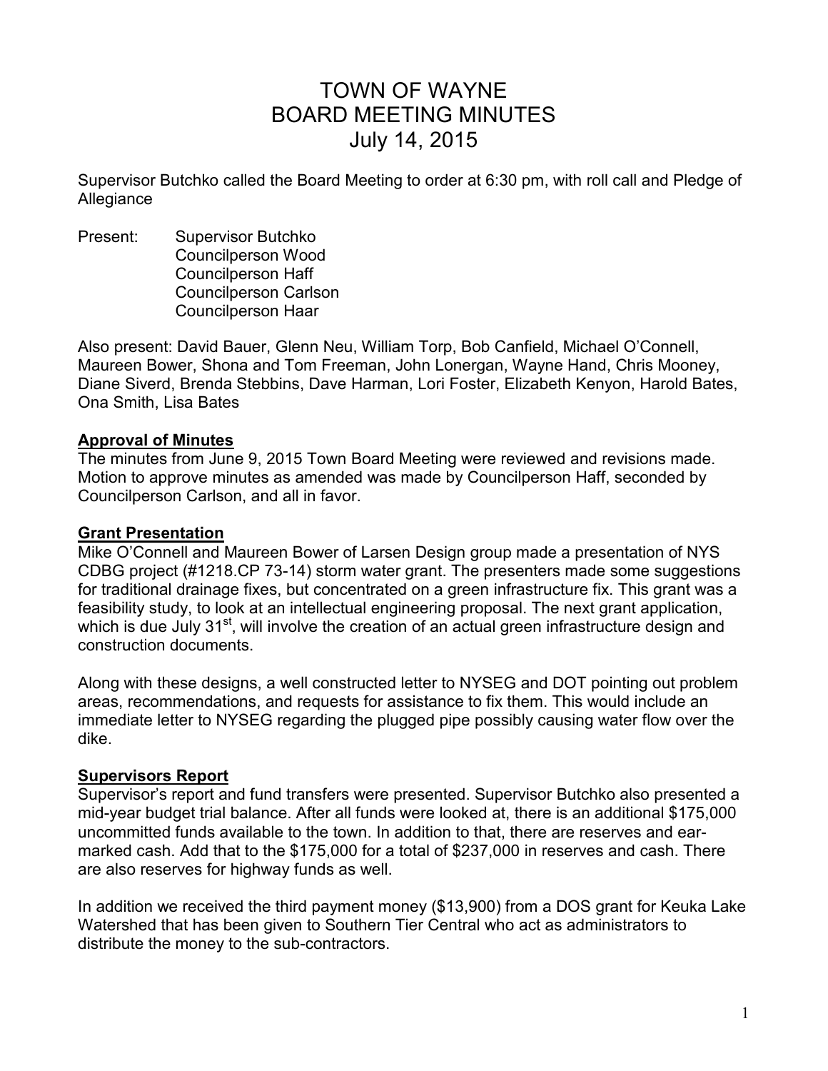# TOWN OF WAYNE
# BOARD MEETING MINUTES
# July 14, 2015

Supervisor Butchko called the Board Meeting to order at 6:30 pm, with roll call and Pledge of Allegiance

Present: Supervisor Butchko
Councilperson Wood
Councilperson Haff
Councilperson Carlson
Councilperson Haar

Also present: David Bauer, Glenn Neu, William Torp, Bob Canfield, Michael O'Connell, Maureen Bower, Shona and Tom Freeman, John Lonergan, Wayne Hand, Chris Mooney, Diane Siverd, Brenda Stebbins, Dave Harman, Lori Foster, Elizabeth Kenyon, Harold Bates, Ona Smith, Lisa Bates

## Approval of Minutes

The minutes from June 9, 2015 Town Board Meeting were reviewed and revisions made. Motion to approve minutes as amended was made by Councilperson Haff, seconded by Councilperson Carlson, and all in favor.

## Grant Presentation

Mike O'Connell and Maureen Bower of Larsen Design group made a presentation of NYS CDBG project (#1218.CP 73-14) storm water grant. The presenters made some suggestions for traditional drainage fixes, but concentrated on a green infrastructure fix. This grant was a feasibility study, to look at an intellectual engineering proposal. The next grant application, which is due July 31st, will involve the creation of an actual green infrastructure design and construction documents.

Along with these designs, a well constructed letter to NYSEG and DOT pointing out problem areas, recommendations, and requests for assistance to fix them. This would include an immediate letter to NYSEG regarding the plugged pipe possibly causing water flow over the dike.

## Supervisors Report

Supervisor's report and fund transfers were presented. Supervisor Butchko also presented a mid-year budget trial balance. After all funds were looked at, there is an additional $175,000 uncommitted funds available to the town. In addition to that, there are reserves and ear-marked cash. Add that to the $175,000 for a total of $237,000 in reserves and cash. There are also reserves for highway funds as well.

In addition we received the third payment money ($13,900) from a DOS grant for Keuka Lake Watershed that has been given to Southern Tier Central who act as administrators to distribute the money to the sub-contractors.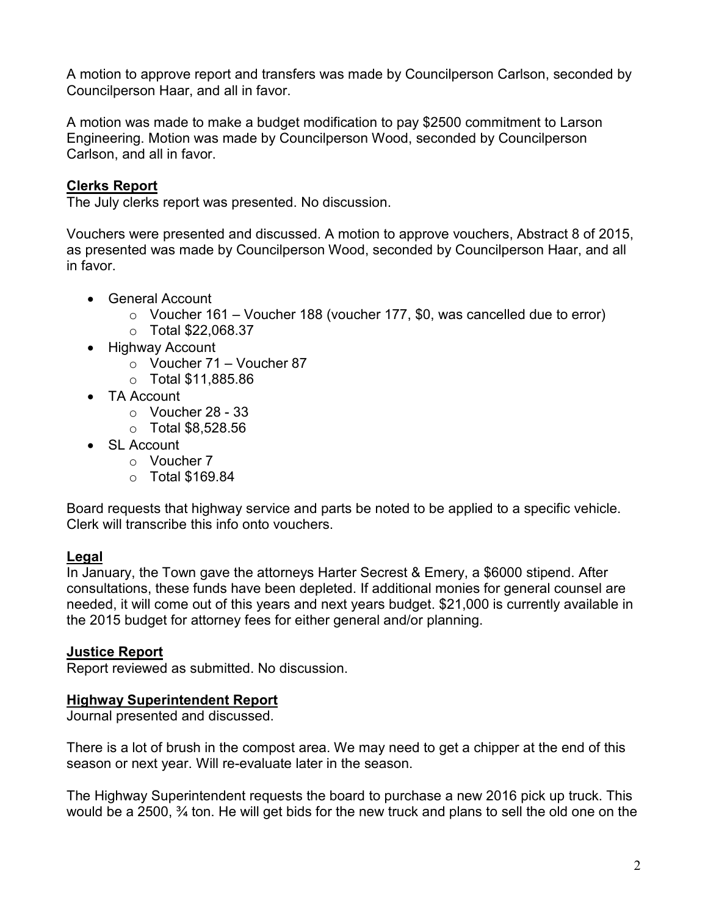A motion to approve report and transfers was made by Councilperson Carlson, seconded by Councilperson Haar, and all in favor.

A motion was made to make a budget modification to pay $2500 commitment to Larson Engineering. Motion was made by Councilperson Wood, seconded by Councilperson Carlson, and all in favor.

**Clerks Report**

The July clerks report was presented. No discussion.

Vouchers were presented and discussed. A motion to approve vouchers, Abstract 8 of 2015, as presented was made by Councilperson Wood, seconded by Councilperson Haar, and all in favor.

- General Account
    - Voucher 161 – Voucher 188 (voucher 177, $0, was cancelled due to error)
    - Total $22,068.37
- Highway Account
    - Voucher 71 – Voucher 87
    - Total $11,885.86
- TA Account
    - Voucher 28 - 33
    - Total $8,528.56
- SL Account
    - Voucher 7
    - Total $169.84

Board requests that highway service and parts be noted to be applied to a specific vehicle. Clerk will transcribe this info onto vouchers.

**Legal**

In January, the Town gave the attorneys Harter Secrest & Emery, a $6000 stipend. After consultations, these funds have been depleted. If additional monies for general counsel are needed, it will come out of this years and next years budget. $21,000 is currently available in the 2015 budget for attorney fees for either general and/or planning.

**Justice Report**

Report reviewed as submitted. No discussion.

**Highway Superintendent Report**

Journal presented and discussed.

There is a lot of brush in the compost area. We may need to get a chipper at the end of this season or next year. Will re-evaluate later in the season.

The Highway Superintendent requests the board to purchase a new 2016 pick up truck. This would be a 2500, ¾ ton. He will get bids for the new truck and plans to sell the old one on the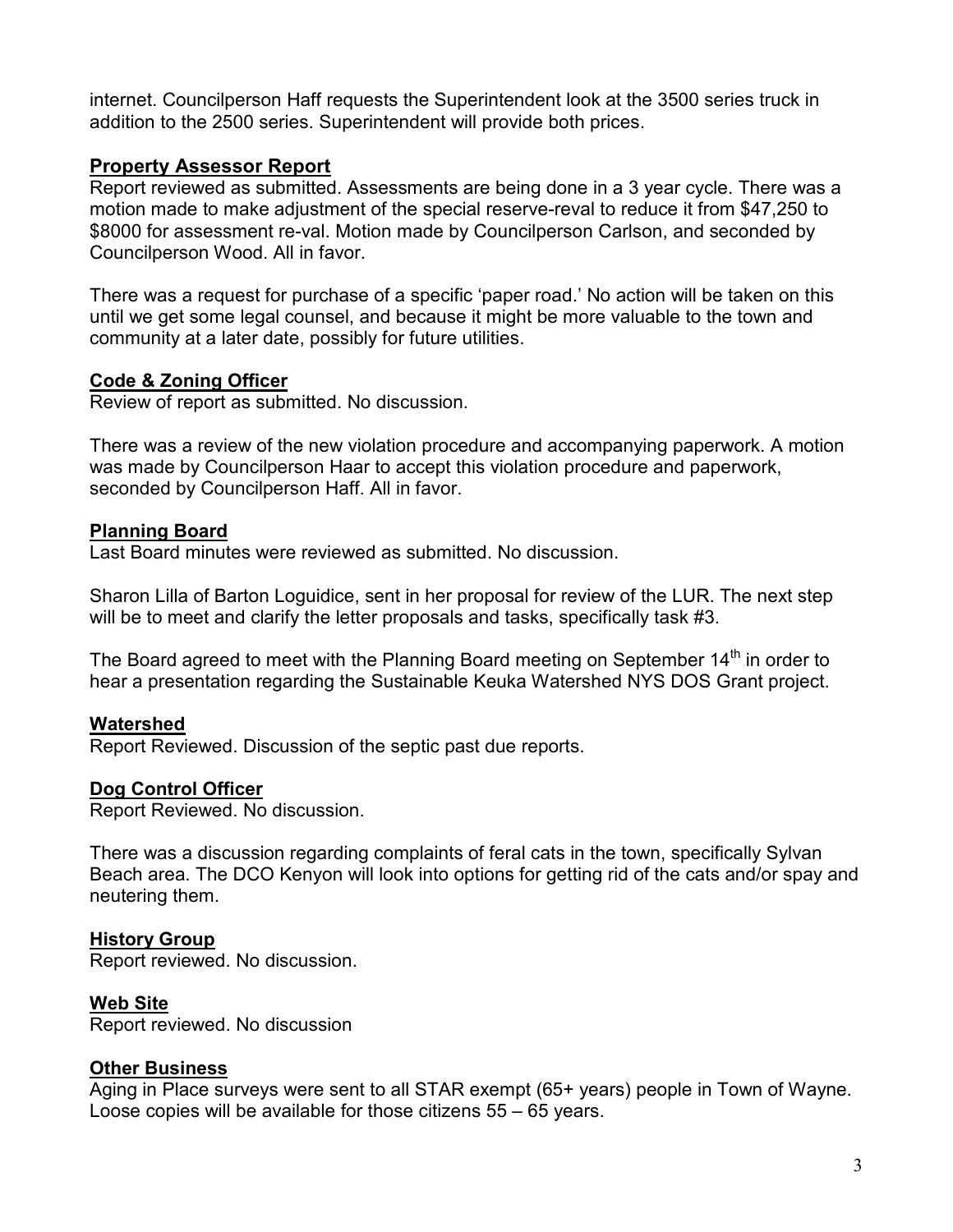internet. Councilperson Haff requests the Superintendent look at the 3500 series truck in addition to the 2500 series. Superintendent will provide both prices.

## Property Assessor Report

Report reviewed as submitted. Assessments are being done in a 3 year cycle. There was a motion made to make adjustment of the special reserve-reval to reduce it from $47,250 to $8000 for assessment re-val. Motion made by Councilperson Carlson, and seconded by Councilperson Wood. All in favor.

There was a request for purchase of a specific 'paper road.' No action will be taken on this until we get some legal counsel, and because it might be more valuable to the town and community at a later date, possibly for future utilities.

## Code & Zoning Officer

Review of report as submitted. No discussion.

There was a review of the new violation procedure and accompanying paperwork. A motion was made by Councilperson Haar to accept this violation procedure and paperwork, seconded by Councilperson Haff. All in favor.

## Planning Board

Last Board minutes were reviewed as submitted. No discussion.

Sharon Lilla of Barton Loguidice, sent in her proposal for review of the LUR. The next step will be to meet and clarify the letter proposals and tasks, specifically task #3.

The Board agreed to meet with the Planning Board meeting on September 14th in order to hear a presentation regarding the Sustainable Keuka Watershed NYS DOS Grant project.

## Watershed

Report Reviewed. Discussion of the septic past due reports.

## Dog Control Officer

Report Reviewed. No discussion.

There was a discussion regarding complaints of feral cats in the town, specifically Sylvan Beach area. The DCO Kenyon will look into options for getting rid of the cats and/or spay and neutering them.

## History Group

Report reviewed. No discussion.

## Web Site

Report reviewed. No discussion

## Other Business

Aging in Place surveys were sent to all STAR exempt (65+ years) people in Town of Wayne. Loose copies will be available for those citizens 55 – 65 years.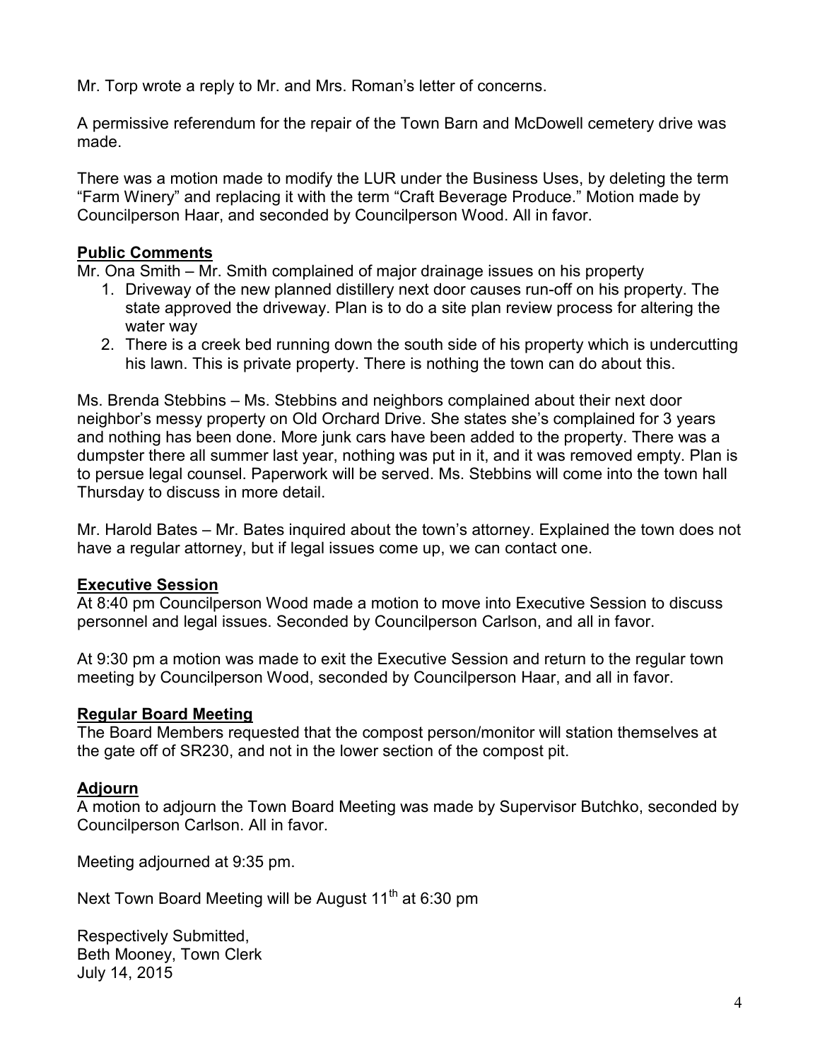Mr. Torp wrote a reply to Mr. and Mrs. Roman's letter of concerns.

A permissive referendum for the repair of the Town Barn and McDowell cemetery drive was made.

There was a motion made to modify the LUR under the Business Uses, by deleting the term "Farm Winery" and replacing it with the term "Craft Beverage Produce." Motion made by Councilperson Haar, and seconded by Councilperson Wood. All in favor.

**Public Comments**

Mr. Ona Smith – Mr. Smith complained of major drainage issues on his property

1. Driveway of the new planned distillery next door causes run-off on his property. The state approved the driveway. Plan is to do a site plan review process for altering the water way
2. There is a creek bed running down the south side of his property which is undercutting his lawn. This is private property. There is nothing the town can do about this.

Ms. Brenda Stebbins – Ms. Stebbins and neighbors complained about their next door neighbor's messy property on Old Orchard Drive. She states she's complained for 3 years and nothing has been done. More junk cars have been added to the property. There was a dumpster there all summer last year, nothing was put in it, and it was removed empty. Plan is to persue legal counsel. Paperwork will be served. Ms. Stebbins will come into the town hall Thursday to discuss in more detail.

Mr. Harold Bates – Mr. Bates inquired about the town's attorney. Explained the town does not have a regular attorney, but if legal issues come up, we can contact one.

**Executive Session**

At 8:40 pm Councilperson Wood made a motion to move into Executive Session to discuss personnel and legal issues. Seconded by Councilperson Carlson, and all in favor.

At 9:30 pm a motion was made to exit the Executive Session and return to the regular town meeting by Councilperson Wood, seconded by Councilperson Haar, and all in favor.

**Regular Board Meeting**

The Board Members requested that the compost person/monitor will station themselves at the gate off of SR230, and not in the lower section of the compost pit.

**Adjourn**

A motion to adjourn the Town Board Meeting was made by Supervisor Butchko, seconded by Councilperson Carlson. All in favor.

Meeting adjourned at 9:35 pm.

Next Town Board Meeting will be August 11th at 6:30 pm

Respectively Submitted,
Beth Mooney, Town Clerk
July 14, 2015